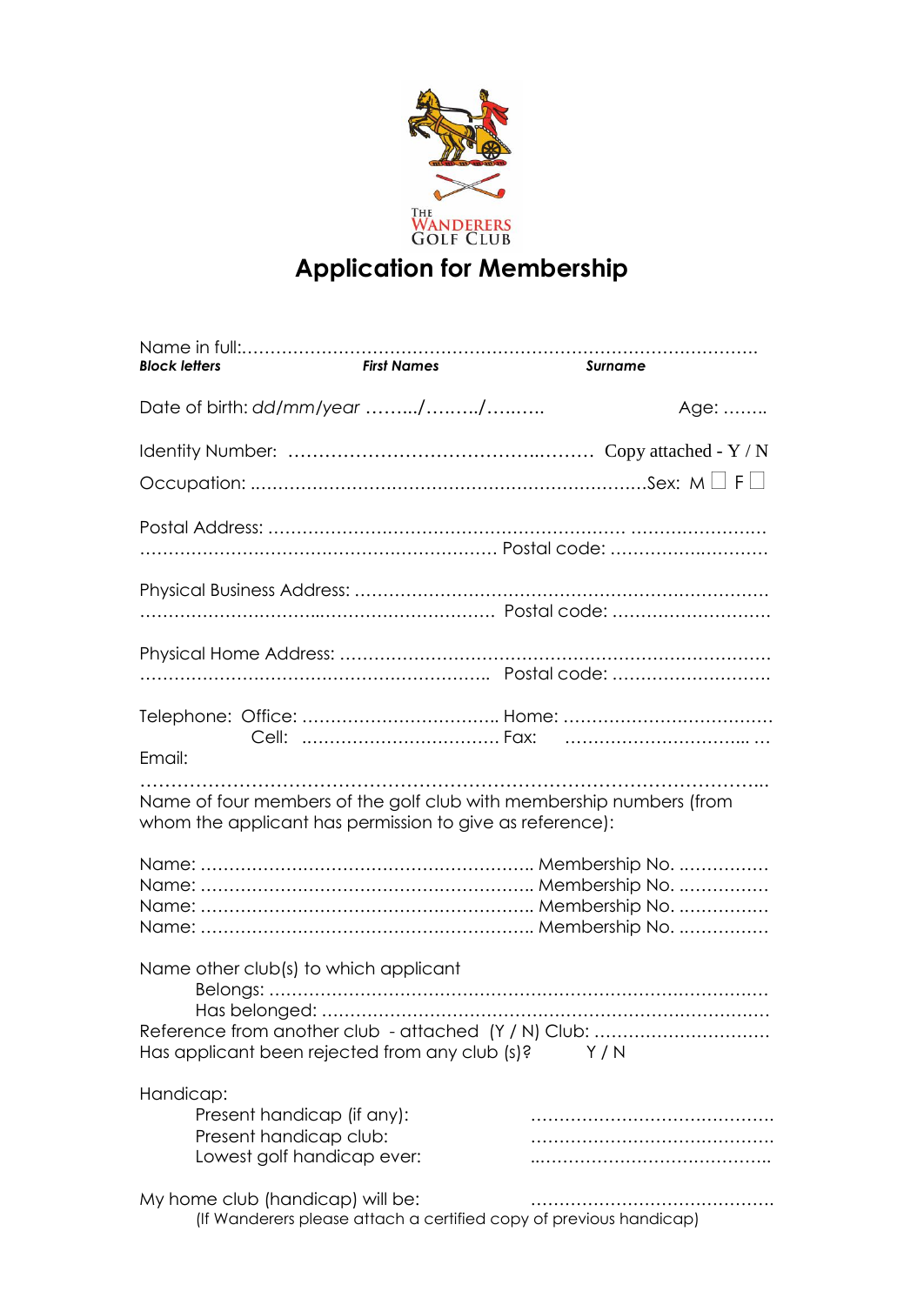THE
WANDERERS
GOLF CLUB

# Application for Membership

Name in full:……………………………………………………………………………………
**_Block letters_** **_First Names_** **_Surname_**

Date of birth: *dd/mm/year* ……../………/….…..  Age: ……..

Identity Number: ……………………………………..……… Copy attached - Y / N

Occupation: ……………………………………………………………Sex: M ☐ F ☐

Postal Address: ………………………………………………………… ……………………
…………………………………………………… Postal code: …………………………

Physical Business Address: ……………………………………………………………….
…………………………..………………………… Postal code: ………………………

Physical Home Address: ………………………………………………………………….
…………………………………………………….. Postal code: ………………………

Telephone: Office: …………………………….. Home: ………………………………
Cell: ……………………………. Fax: ………………………….. …
Email:
………………………………………………………………………………………………...

Name of four members of the golf club with membership numbers (from whom the applicant has permission to give as reference):

Name: ………………………………………………….. Membership No. …………….
Name: ………………………………………………….. Membership No. …………….
Name: ………………………………………………….. Membership No. …………….
Name: ………………………………………………….. Membership No. …………….

Name other club(s) to which applicant
Belongs: ………………………………………………………………………………
Has belonged: ………………………………………………………………………
Reference from another club - attached (Y / N) Club: …………………………
Has applicant been rejected from any club (s)? Y / N

Handicap:
Present handicap (if any): ……………………………………
Present handicap club: ……………………………………
Lowest golf handicap ever: ……………………………………

My home club (handicap) will be: ……………………………………
(If Wanderers please attach a certified copy of previous handicap)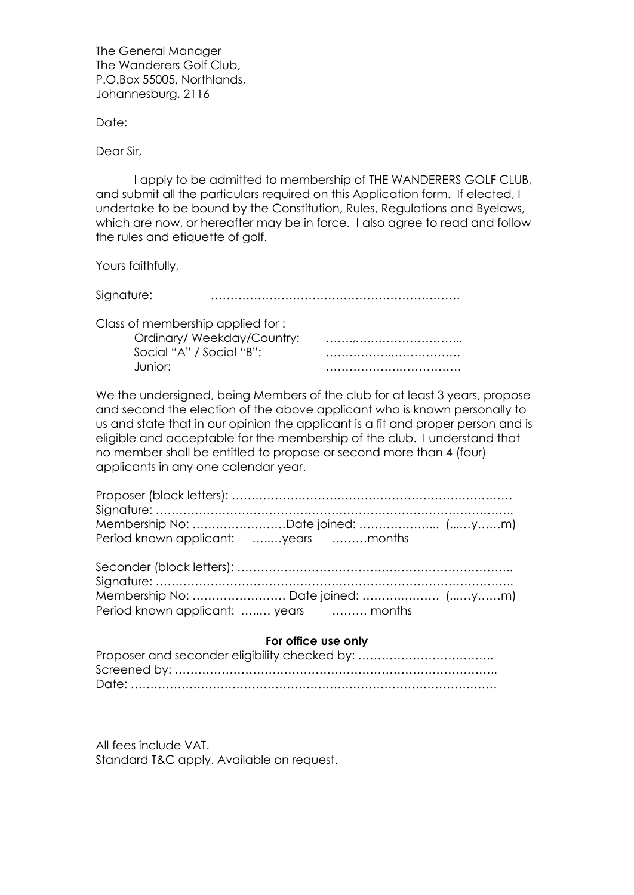The General Manager
The Wanderers Golf Club,
P.O.Box 55005, Northlands,
Johannesburg, 2116

Date:

Dear Sir,

I apply to be admitted to membership of THE WANDERERS GOLF CLUB, and submit all the particulars required on this Application form. If elected, I undertake to be bound by the Constitution, Rules, Regulations and Byelaws, which are now, or hereafter may be in force. I also agree to read and follow the rules and etiquette of golf.

Yours faithfully,

Signature: ………………………………………………………

Class of membership applied for :

Ordinary/ Weekday/Country: ……………………………...
Social "A" / Social "B": ………………………………
Junior: ………………………………

We the undersigned, being Members of the club for at least 3 years, propose and second the election of the above applicant who is known personally to us and state that in our opinion the applicant is a fit and proper person and is eligible and acceptable for the membership of the club. I understand that no member shall be entitled to propose or second more than 4 (four) applicants in any one calendar year.

Proposer (block letters): ……………………………………………………………
Signature: ……………………………………………………………………………..
Membership No: ……………………Date joined: ………………... (....…y……m)
Period known applicant: ….…years ………months

Seconder (block letters): …………………………………………………………..
Signature: ……………………………………………………………………………..
Membership No: ……………………. Date joined: ………………. (....…y……m)
Period known applicant: …..… years ……… months

**For office use only**

Proposer and seconder eligibility checked by: ……………………………..
Screened by: ……………………………………………………………………..
Date: …………………………………………………………………………………

All fees include VAT.
Standard T&C apply. Available on request.